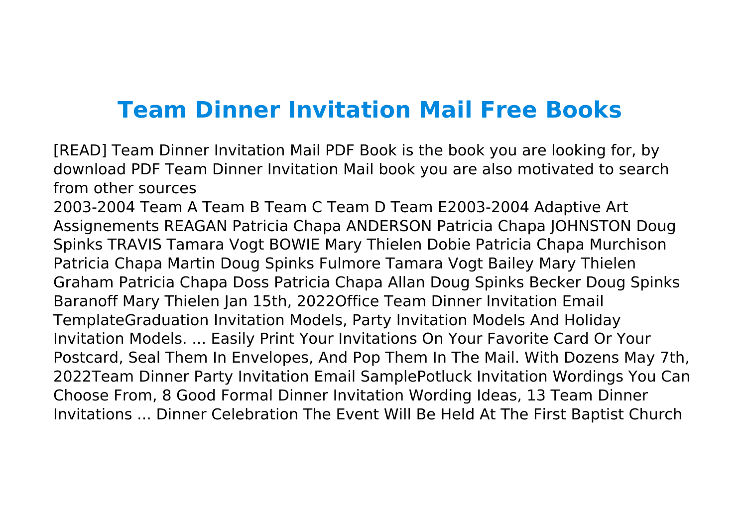# Team Dinner Invitation Mail Free Books

[READ] Team Dinner Invitation Mail PDF Book is the book you are looking for, by download PDF Team Dinner Invitation Mail book you are also motivated to search from other sources

2003-2004 Team A Team B Team C Team D Team E2003-2004 Adaptive Art Assignements REAGAN Patricia Chapa ANDERSON Patricia Chapa JOHNSTON Doug Spinks TRAVIS Tamara Vogt BOWIE Mary Thielen Dobie Patricia Chapa Murchison Patricia Chapa Martin Doug Spinks Fulmore Tamara Vogt Bailey Mary Thielen Graham Patricia Chapa Doss Patricia Chapa Allan Doug Spinks Becker Doug Spinks Baranoff Mary Thielen Jan 15th, 2022Office Team Dinner Invitation Email TemplateGraduation Invitation Models, Party Invitation Models And Holiday Invitation Models. ... Easily Print Your Invitations On Your Favorite Card Or Your Postcard, Seal Them In Envelopes, And Pop Them In The Mail. With Dozens May 7th, 2022Team Dinner Party Invitation Email SamplePotluck Invitation Wordings You Can Choose From, 8 Good Formal Dinner Invitation Wording Ideas, 13 Team Dinner Invitations ... Dinner Celebration The Event Will Be Held At The First Baptist Church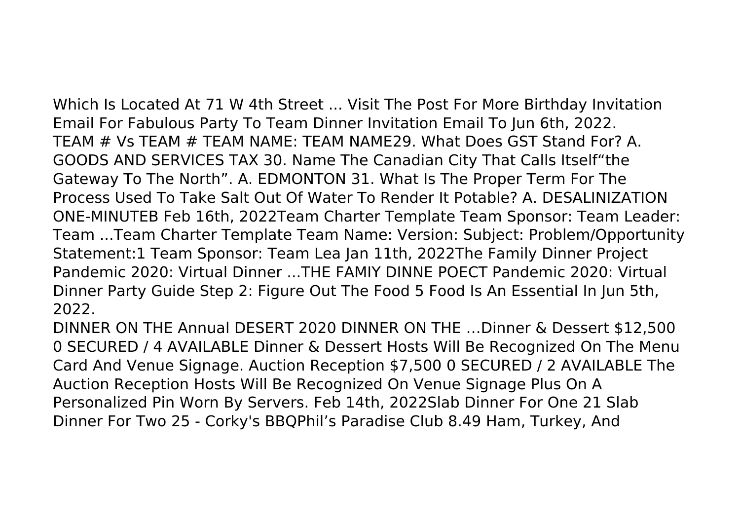Which Is Located At 71 W 4th Street ... Visit The Post For More Birthday Invitation Email For Fabulous Party To Team Dinner Invitation Email To Jun 6th, 2022.
TEAM # Vs TEAM # TEAM NAME: TEAM NAME29. What Does GST Stand For? A. GOODS AND SERVICES TAX 30. Name The Canadian City That Calls Itself"the Gateway To The North". A. EDMONTON 31. What Is The Proper Term For The Process Used To Take Salt Out Of Water To Render It Potable? A. DESALINIZATION ONE-MINUTEB Feb 16th, 2022Team Charter Template Team Sponsor: Team Leader: Team ...Team Charter Template Team Name: Version: Subject: Problem/Opportunity Statement:1 Team Sponsor: Team Lea Jan 11th, 2022The Family Dinner Project Pandemic 2020: Virtual Dinner ...THE FAMIY DINNE POECT Pandemic 2020: Virtual Dinner Party Guide Step 2: Figure Out The Food 5 Food Is An Essential In Jun 5th, 2022.
DINNER ON THE Annual DESERT 2020 DINNER ON THE …Dinner & Dessert $12,500 0 SECURED / 4 AVAILABLE Dinner & Dessert Hosts Will Be Recognized On The Menu Card And Venue Signage. Auction Reception $7,500 0 SECURED / 2 AVAILABLE The Auction Reception Hosts Will Be Recognized On Venue Signage Plus On A Personalized Pin Worn By Servers. Feb 14th, 2022Slab Dinner For One 21 Slab Dinner For Two 25 - Corky's BBQPhil's Paradise Club 8.49 Ham, Turkey, And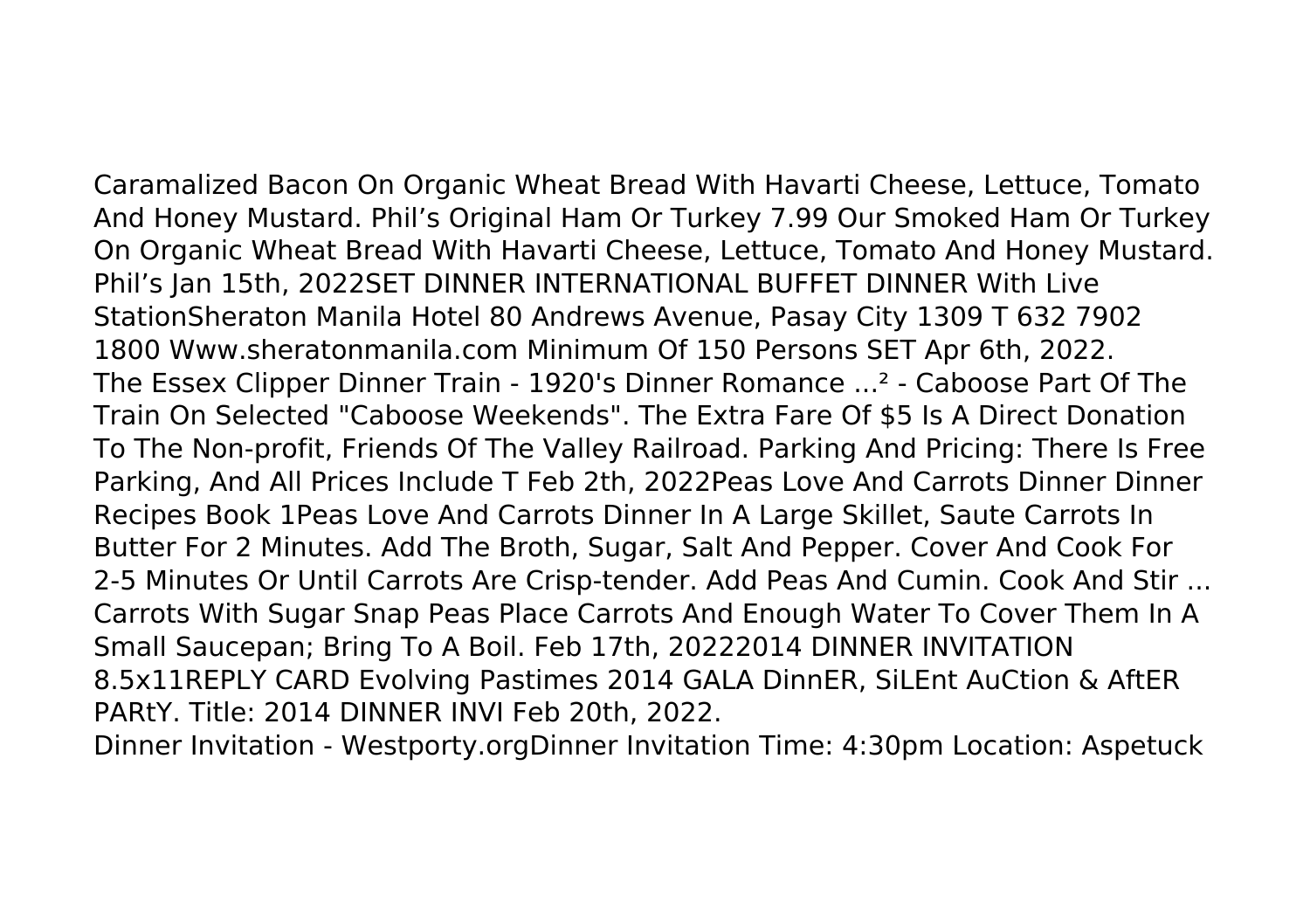Caramalized Bacon On Organic Wheat Bread With Havarti Cheese, Lettuce, Tomato And Honey Mustard. Phil's Original Ham Or Turkey 7.99 Our Smoked Ham Or Turkey On Organic Wheat Bread With Havarti Cheese, Lettuce, Tomato And Honey Mustard. Phil's Jan 15th, 2022SET DINNER INTERNATIONAL BUFFET DINNER With Live StationSheraton Manila Hotel 80 Andrews Avenue, Pasay City 1309 T 632 7902 1800 Www.sheratonmanila.com Minimum Of 150 Persons SET Apr 6th, 2022.

The Essex Clipper Dinner Train - 1920's Dinner Romance ...² - Caboose Part Of The Train On Selected "Caboose Weekends". The Extra Fare Of $5 Is A Direct Donation To The Non-profit, Friends Of The Valley Railroad. Parking And Pricing: There Is Free Parking, And All Prices Include T Feb 2th, 2022Peas Love And Carrots Dinner Dinner Recipes Book 1Peas Love And Carrots Dinner In A Large Skillet, Saute Carrots In Butter For 2 Minutes. Add The Broth, Sugar, Salt And Pepper. Cover And Cook For 2-5 Minutes Or Until Carrots Are Crisp-tender. Add Peas And Cumin. Cook And Stir ... Carrots With Sugar Snap Peas Place Carrots And Enough Water To Cover Them In A Small Saucepan; Bring To A Boil. Feb 17th, 20222014 DINNER INVITATION 8.5x11REPLY CARD Evolving Pastimes 2014 GALA DinnER, SiLEnt AuCtion & AftER PARtY. Title: 2014 DINNER INVI Feb 20th, 2022.

Dinner Invitation - Westporty.orgDinner Invitation Time: 4:30pm Location: Aspetuck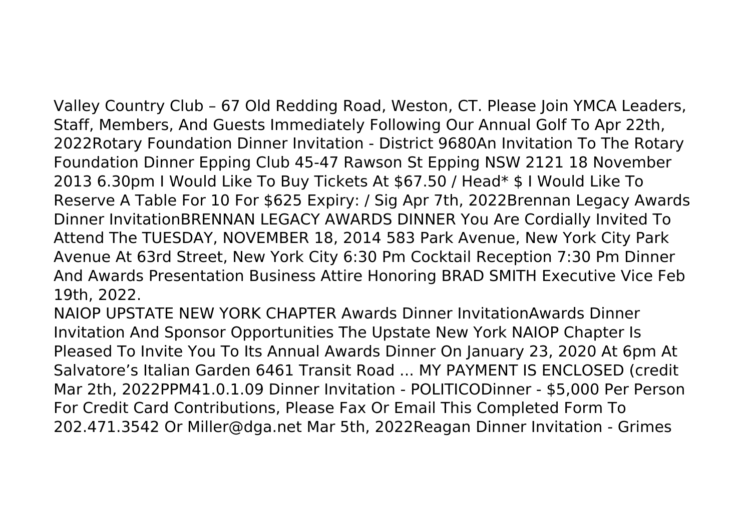Valley Country Club – 67 Old Redding Road, Weston, CT. Please Join YMCA Leaders, Staff, Members, And Guests Immediately Following Our Annual Golf To Apr 22th, 2022Rotary Foundation Dinner Invitation - District 9680An Invitation To The Rotary Foundation Dinner Epping Club 45-47 Rawson St Epping NSW 2121 18 November 2013 6.30pm I Would Like To Buy Tickets At $67.50 / Head* $ I Would Like To Reserve A Table For 10 For $625 Expiry: / Sig Apr 7th, 2022Brennan Legacy Awards Dinner InvitationBRENNAN LEGACY AWARDS DINNER You Are Cordially Invited To Attend The TUESDAY, NOVEMBER 18, 2014 583 Park Avenue, New York City Park Avenue At 63rd Street, New York City 6:30 Pm Cocktail Reception 7:30 Pm Dinner And Awards Presentation Business Attire Honoring BRAD SMITH Executive Vice Feb 19th, 2022.

NAIOP UPSTATE NEW YORK CHAPTER Awards Dinner InvitationAwards Dinner Invitation And Sponsor Opportunities The Upstate New York NAIOP Chapter Is Pleased To Invite You To Its Annual Awards Dinner On January 23, 2020 At 6pm At Salvatore's Italian Garden 6461 Transit Road ... MY PAYMENT IS ENCLOSED (credit Mar 2th, 2022PPM41.0.1.09 Dinner Invitation - POLITICODinner - $5,000 Per Person For Credit Card Contributions, Please Fax Or Email This Completed Form To 202.471.3542 Or Miller@dga.net Mar 5th, 2022Reagan Dinner Invitation - Grimes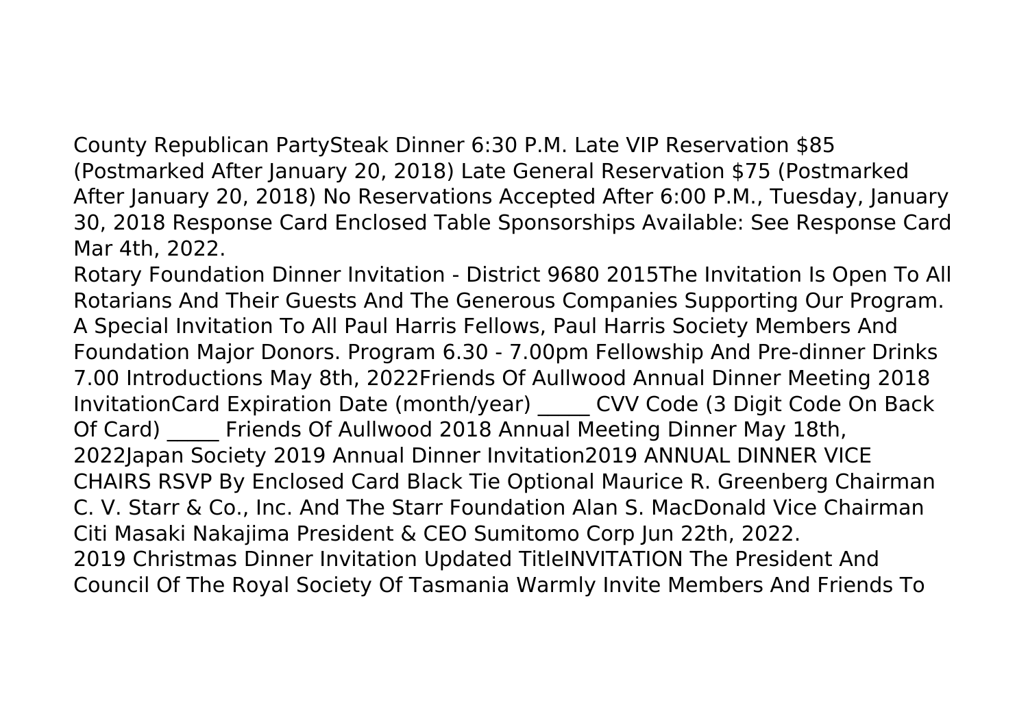County Republican PartySteak Dinner 6:30 P.M. Late VIP Reservation $85 (Postmarked After January 20, 2018) Late General Reservation $75 (Postmarked After January 20, 2018) No Reservations Accepted After 6:00 P.M., Tuesday, January 30, 2018 Response Card Enclosed Table Sponsorships Available: See Response Card Mar 4th, 2022.

Rotary Foundation Dinner Invitation - District 9680 2015The Invitation Is Open To All Rotarians And Their Guests And The Generous Companies Supporting Our Program. A Special Invitation To All Paul Harris Fellows, Paul Harris Society Members And Foundation Major Donors. Program 6.30 - 7.00pm Fellowship And Pre-dinner Drinks 7.00 Introductions May 8th, 2022Friends Of Aullwood Annual Dinner Meeting 2018 InvitationCard Expiration Date (month/year) _____ CVV Code (3 Digit Code On Back Of Card) _____ Friends Of Aullwood 2018 Annual Meeting Dinner May 18th, 2022Japan Society 2019 Annual Dinner Invitation2019 ANNUAL DINNER VICE CHAIRS RSVP By Enclosed Card Black Tie Optional Maurice R. Greenberg Chairman C. V. Starr & Co., Inc. And The Starr Foundation Alan S. MacDonald Vice Chairman Citi Masaki Nakajima President & CEO Sumitomo Corp Jun 22th, 2022.

2019 Christmas Dinner Invitation Updated TitleINVITATION The President And Council Of The Royal Society Of Tasmania Warmly Invite Members And Friends To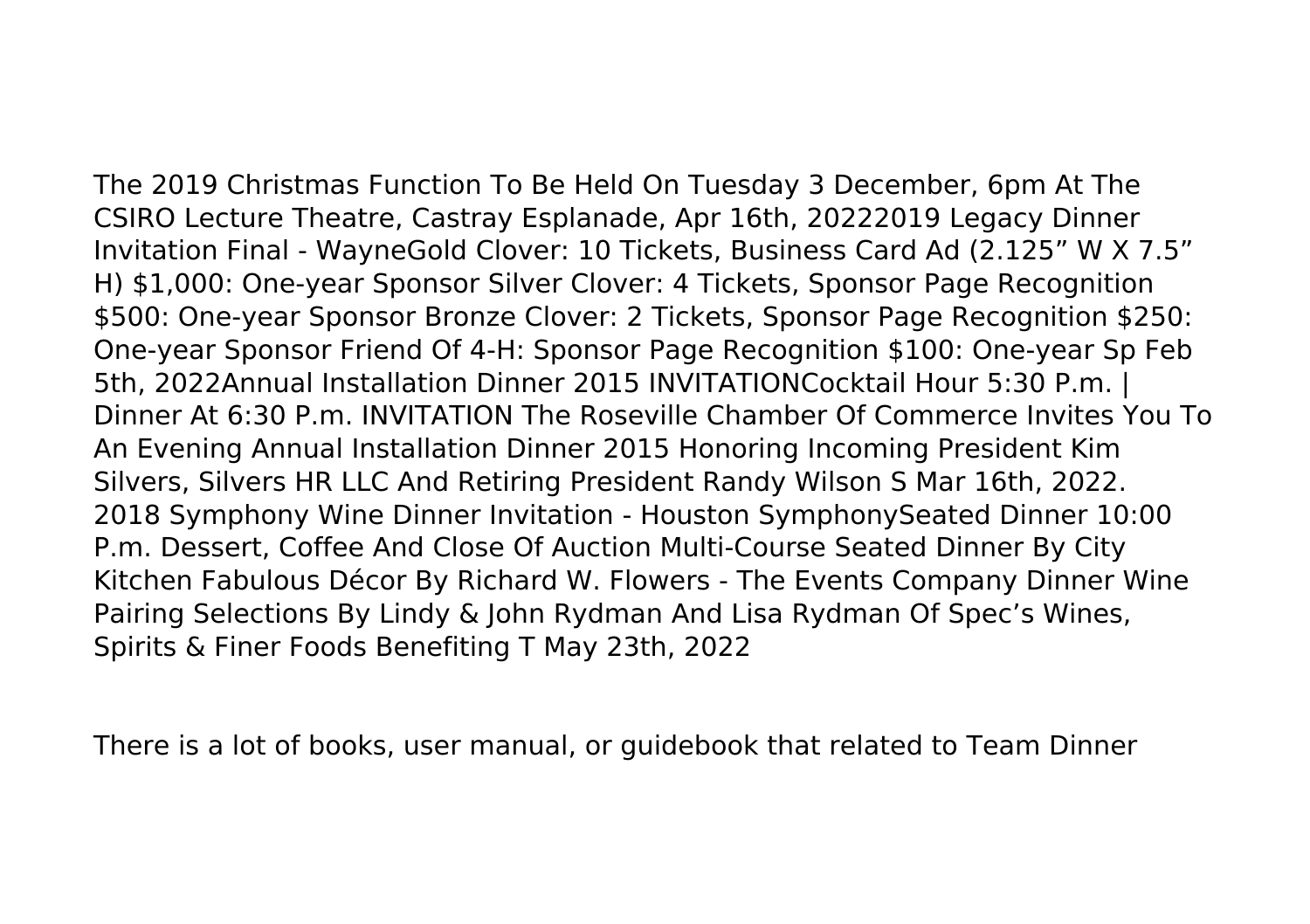The 2019 Christmas Function To Be Held On Tuesday 3 December, 6pm At The CSIRO Lecture Theatre, Castray Esplanade, Apr 16th, 20222019 Legacy Dinner Invitation Final - WayneGold Clover: 10 Tickets, Business Card Ad (2.125" W X 7.5" H) $1,000: One-year Sponsor Silver Clover: 4 Tickets, Sponsor Page Recognition $500: One-year Sponsor Bronze Clover: 2 Tickets, Sponsor Page Recognition $250: One-year Sponsor Friend Of 4-H: Sponsor Page Recognition $100: One-year Sp Feb 5th, 2022Annual Installation Dinner 2015 INVITATIONCocktail Hour 5:30 P.m. | Dinner At 6:30 P.m. INVITATION The Roseville Chamber Of Commerce Invites You To An Evening Annual Installation Dinner 2015 Honoring Incoming President Kim Silvers, Silvers HR LLC And Retiring President Randy Wilson S Mar 16th, 2022. 2018 Symphony Wine Dinner Invitation - Houston SymphonySeated Dinner 10:00 P.m. Dessert, Coffee And Close Of Auction Multi-Course Seated Dinner By City Kitchen Fabulous Décor By Richard W. Flowers - The Events Company Dinner Wine Pairing Selections By Lindy & John Rydman And Lisa Rydman Of Spec's Wines, Spirits & Finer Foods Benefiting T May 23th, 2022

There is a lot of books, user manual, or guidebook that related to Team Dinner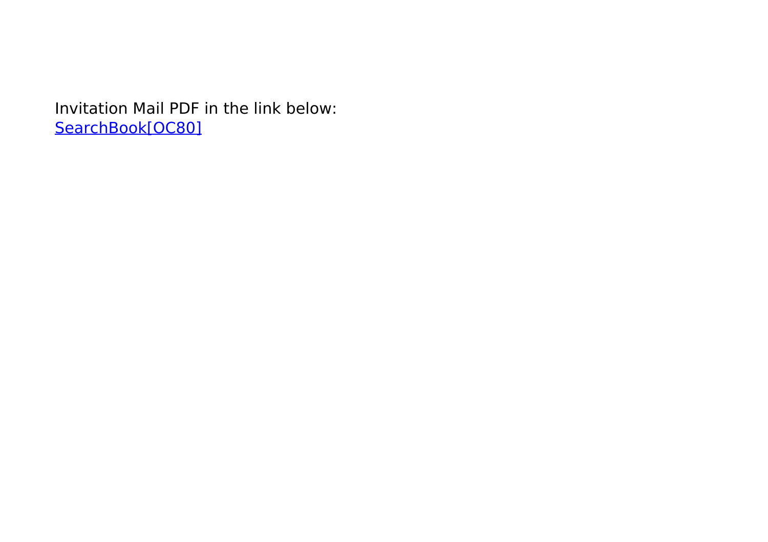Invitation Mail PDF in the link below:
SearchBook[OC80]